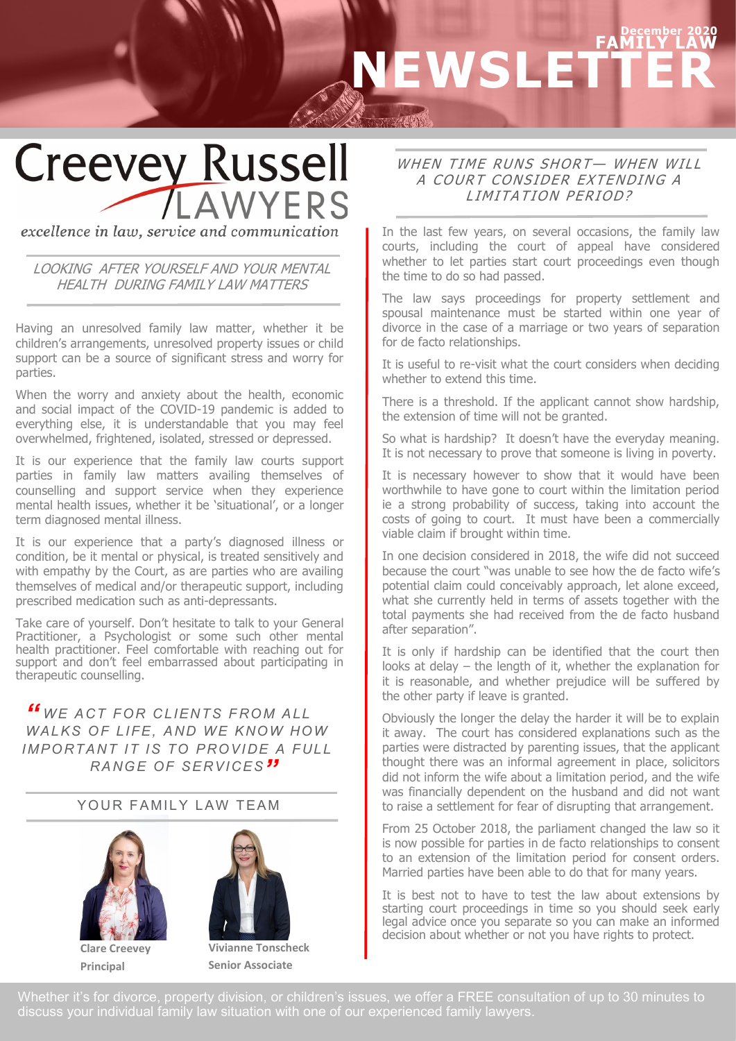# FAMILY LAW NEWSLETTER

December 2020

**Creevey Russell LAWYERS**

*excellence in law, service and communication*

## LOOKING AFTER YOURSELF AND YOUR MENTAL HEALTH DURING FAMILY LAW MATTERS

Having an unresolved family law matter, whether it be children's arrangements, unresolved property issues or child support can be a source of significant stress and worry for parties.

When the worry and anxiety about the health, economic and social impact of the COVID-19 pandemic is added to everything else, it is understandable that you may feel overwhelmed, frightened, isolated, stressed or depressed.

It is our experience that the family law courts support parties in family law matters availing themselves of counselling and support service when they experience mental health issues, whether it be 'situational', or a longer term diagnosed mental illness.

It is our experience that a party's diagnosed illness or condition, be it mental or physical, is treated sensitively and with empathy by the Court, as are parties who are availing themselves of medical and/or therapeutic support, including prescribed medication such as anti-depressants.

Take care of yourself. Don't hesitate to talk to your General Practitioner, a Psychologist or some such other mental health practitioner. Feel comfortable with reaching out for support and don't feel embarrassed about participating in therapeutic counselling.

> "WE ACT FOR CLIENTS FROM ALL WALKS OF LIFE, AND WE KNOW HOW IMPORTANT IT IS TO PROVIDE A FULL RANGE OF SERVICES"

## YOUR FAMILY LAW TEAM

**Clare Creevey**
**Principal**

**Vivianne Tonscheck**
**Senior Associate**

## WHEN TIME RUNS SHORT— WHEN WILL A COURT CONSIDER EXTENDING A LIMITATION PERIOD?

In the last few years, on several occasions, the family law courts, including the court of appeal have considered whether to let parties start court proceedings even though the time to do so had passed.

The law says proceedings for property settlement and spousal maintenance must be started within one year of divorce in the case of a marriage or two years of separation for de facto relationships.

It is useful to re-visit what the court considers when deciding whether to extend this time.

There is a threshold. If the applicant cannot show hardship, the extension of time will not be granted.

So what is hardship? It doesn't have the everyday meaning. It is not necessary to prove that someone is living in poverty.

It is necessary however to show that it would have been worthwhile to have gone to court within the limitation period ie a strong probability of success, taking into account the costs of going to court. It must have been a commercially viable claim if brought within time.

In one decision considered in 2018, the wife did not succeed because the court "was unable to see how the de facto wife's potential claim could conceivably approach, let alone exceed, what she currently held in terms of assets together with the total payments she had received from the de facto husband after separation".

It is only if hardship can be identified that the court then looks at delay – the length of it, whether the explanation for it is reasonable, and whether prejudice will be suffered by the other party if leave is granted.

Obviously the longer the delay the harder it will be to explain it away. The court has considered explanations such as the parties were distracted by parenting issues, that the applicant thought there was an informal agreement in place, solicitors did not inform the wife about a limitation period, and the wife was financially dependent on the husband and did not want to raise a settlement for fear of disrupting that arrangement.

From 25 October 2018, the parliament changed the law so it is now possible for parties in de facto relationships to consent to an extension of the limitation period for consent orders. Married parties have been able to do that for many years.

It is best not to have to test the law about extensions by starting court proceedings in time so you should seek early legal advice once you separate so you can make an informed decision about whether or not you have rights to protect.

Whether it's for divorce, property division, or children's issues, we offer a FREE consultation of up to 30 minutes to discuss your individual family law situation with one of our experienced family lawyers.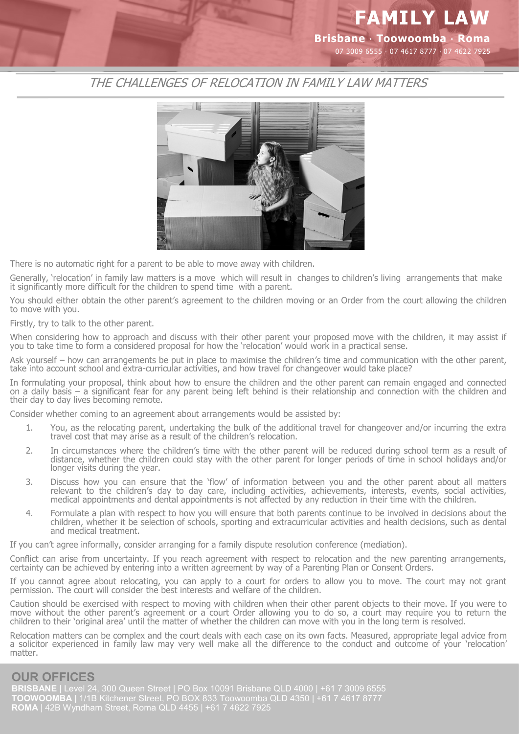# FAMILY LAW

**Brisbane · Toowoomba · Roma**

07 3009 6555 · 07 4617 8777 · 07 4622 7925

## *THE CHALLENGES OF RELOCATION IN FAMILY LAW MATTERS*

There is no automatic right for a parent to be able to move away with children.

Generally, 'relocation' in family law matters is a move which will result in changes to children's living arrangements that make it significantly more difficult for the children to spend time with a parent.

You should either obtain the other parent's agreement to the children moving or an Order from the court allowing the children to move with you.

Firstly, try to talk to the other parent.

When considering how to approach and discuss with their other parent your proposed move with the children, it may assist if you to take time to form a considered proposal for how the 'relocation' would work in a practical sense.

Ask yourself – how can arrangements be put in place to maximise the children's time and communication with the other parent, take into account school and extra-curricular activities, and how travel for changeover would take place?

In formulating your proposal, think about how to ensure the children and the other parent can remain engaged and connected on a daily basis – a significant fear for any parent being left behind is their relationship and connection with the children and their day to day lives becoming remote.

Consider whether coming to an agreement about arrangements would be assisted by:

1. You, as the relocating parent, undertaking the bulk of the additional travel for changeover and/or incurring the extra travel cost that may arise as a result of the children's relocation.
2. In circumstances where the children's time with the other parent will be reduced during school term as a result of distance, whether the children could stay with the other parent for longer periods of time in school holidays and/or longer visits during the year.
3. Discuss how you can ensure that the 'flow' of information between you and the other parent about all matters relevant to the children's day to day care, including activities, achievements, interests, events, social activities, medical appointments and dental appointments is not affected by any reduction in their time with the children.
4. Formulate a plan with respect to how you will ensure that both parents continue to be involved in decisions about the children, whether it be selection of schools, sporting and extracurricular activities and health decisions, such as dental and medical treatment.

If you can't agree informally, consider arranging for a family dispute resolution conference (mediation).

Conflict can arise from uncertainty. If you reach agreement with respect to relocation and the new parenting arrangements, certainty can be achieved by entering into a written agreement by way of a Parenting Plan or Consent Orders.

If you cannot agree about relocating, you can apply to a court for orders to allow you to move. The court may not grant permission. The court will consider the best interests and welfare of the children.

Caution should be exercised with respect to moving with children when their other parent objects to their move. If you were to move without the other parent's agreement or a court Order allowing you to do so, a court may require you to return the children to their 'original area' until the matter of whether the children can move with you in the long term is resolved.

Relocation matters can be complex and the court deals with each case on its own facts. Measured, appropriate legal advice from a solicitor experienced in family law may very well make all the difference to the conduct and outcome of your 'relocation' matter.

## OUR OFFICES

**BRISBANE** | Level 24, 300 Queen Street | PO Box 10091 Brisbane QLD 4000 | +61 7 3009 6555
**TOOWOOMBA** | 1/1B Kitchener Street, PO BOX 833 Toowoomba QLD 4350 | +61 7 4617 8777
**ROMA** | 42B Wyndham Street, Roma QLD 4455 | +61 7 4622 7925